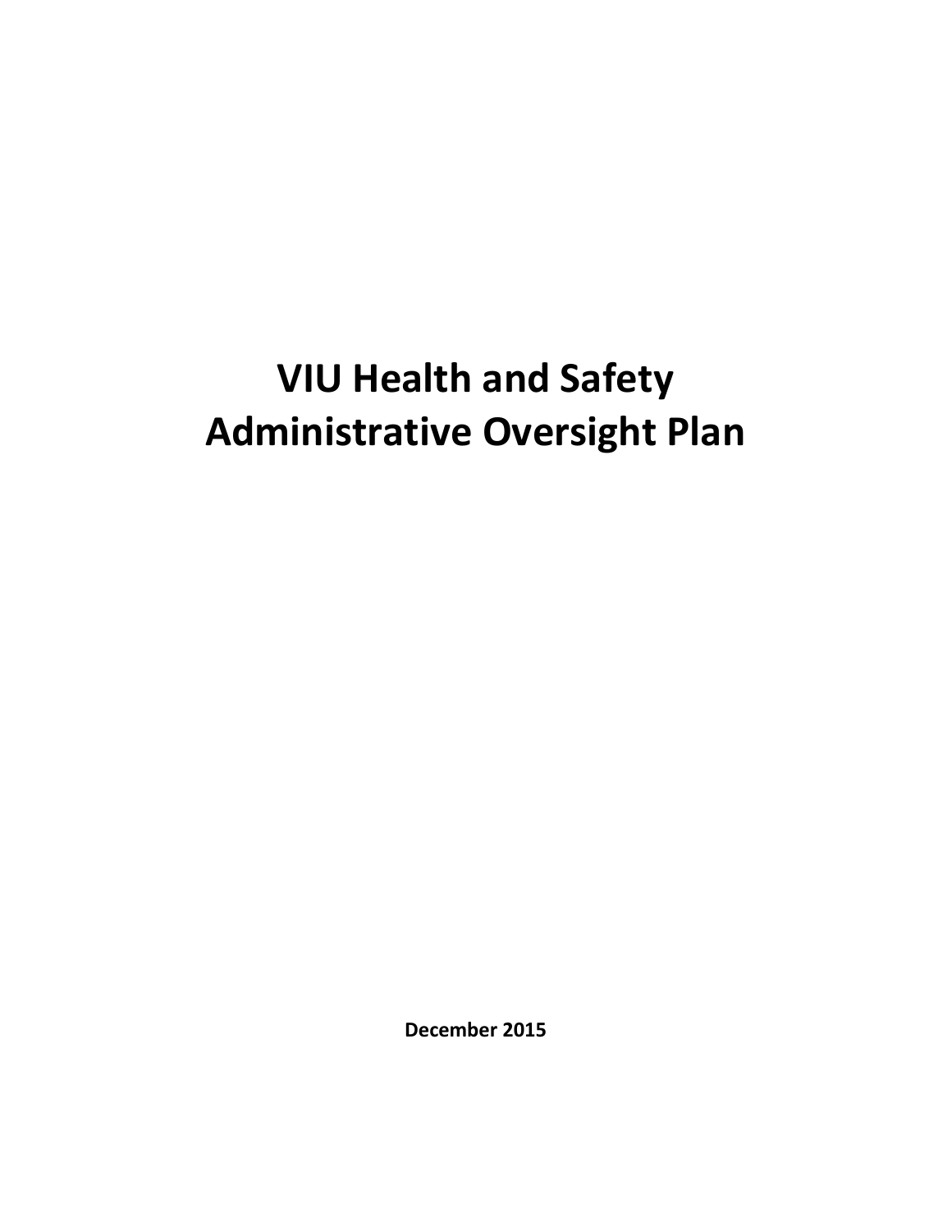# VIU Health and Safety Administrative Oversight Plan

**December 2015**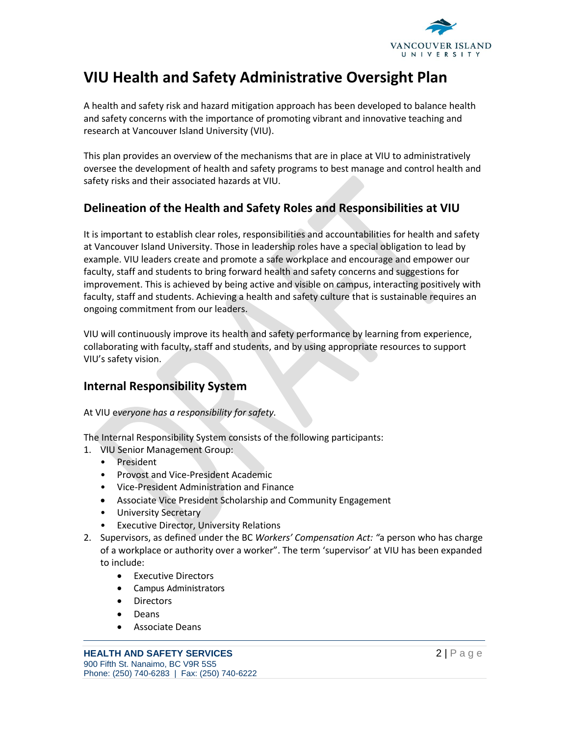# VIU Health and Safety Administrative Oversight Plan

A health and safety risk and hazard mitigation approach has been developed to balance health and safety concerns with the importance of promoting vibrant and innovative teaching and research at Vancouver Island University (VIU).

This plan provides an overview of the mechanisms that are in place at VIU to administratively oversee the development of health and safety programs to best manage and control health and safety risks and their associated hazards at VIU.

## Delineation of the Health and Safety Roles and Responsibilities at VIU

It is important to establish clear roles, responsibilities and accountabilities for health and safety at Vancouver Island University. Those in leadership roles have a special obligation to lead by example. VIU leaders create and promote a safe workplace and encourage and empower our faculty, staff and students to bring forward health and safety concerns and suggestions for improvement. This is achieved by being active and visible on campus, interacting positively with faculty, staff and students. Achieving a health and safety culture that is sustainable requires an ongoing commitment from our leaders.

VIU will continuously improve its health and safety performance by learning from experience, collaborating with faculty, staff and students, and by using appropriate resources to support VIU's safety vision.

## Internal Responsibility System

At VIU e*veryone has a responsibility for safety*.

The Internal Responsibility System consists of the following participants:

1. VIU Senior Management Group:
   - President
   - Provost and Vice-President Academic
   - Vice-President Administration and Finance
   - Associate Vice President Scholarship and Community Engagement
   - University Secretary
   - Executive Director, University Relations
2. Supervisors, as defined under the BC *Workers' Compensation Act: "*a person who has charge of a workplace or authority over a worker". The term 'supervisor' at VIU has been expanded to include:
   - Executive Directors
   - Campus Administrators
   - Directors
   - Deans
   - Associate Deans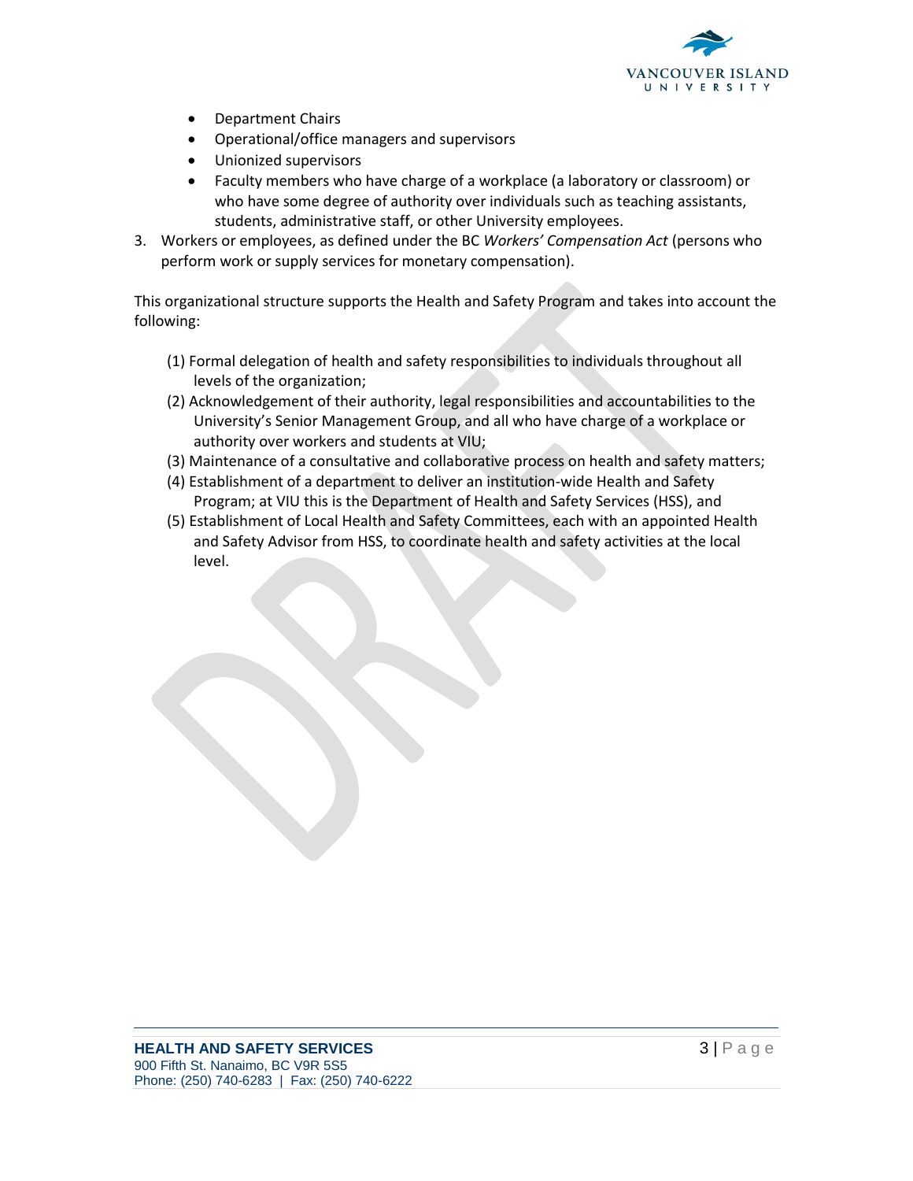- Department Chairs
- Operational/office managers and supervisors
- Unionized supervisors
- Faculty members who have charge of a workplace (a laboratory or classroom) or who have some degree of authority over individuals such as teaching assistants, students, administrative staff, or other University employees.

3. Workers or employees, as defined under the BC *Workers' Compensation Act* (persons who perform work or supply services for monetary compensation).

This organizational structure supports the Health and Safety Program and takes into account the following:

(1) Formal delegation of health and safety responsibilities to individuals throughout all levels of the organization;
(2) Acknowledgement of their authority, legal responsibilities and accountabilities to the University's Senior Management Group, and all who have charge of a workplace or authority over workers and students at VIU;
(3) Maintenance of a consultative and collaborative process on health and safety matters;
(4) Establishment of a department to deliver an institution-wide Health and Safety Program; at VIU this is the Department of Health and Safety Services (HSS), and
(5) Establishment of Local Health and Safety Committees, each with an appointed Health and Safety Advisor from HSS, to coordinate health and safety activities at the local level.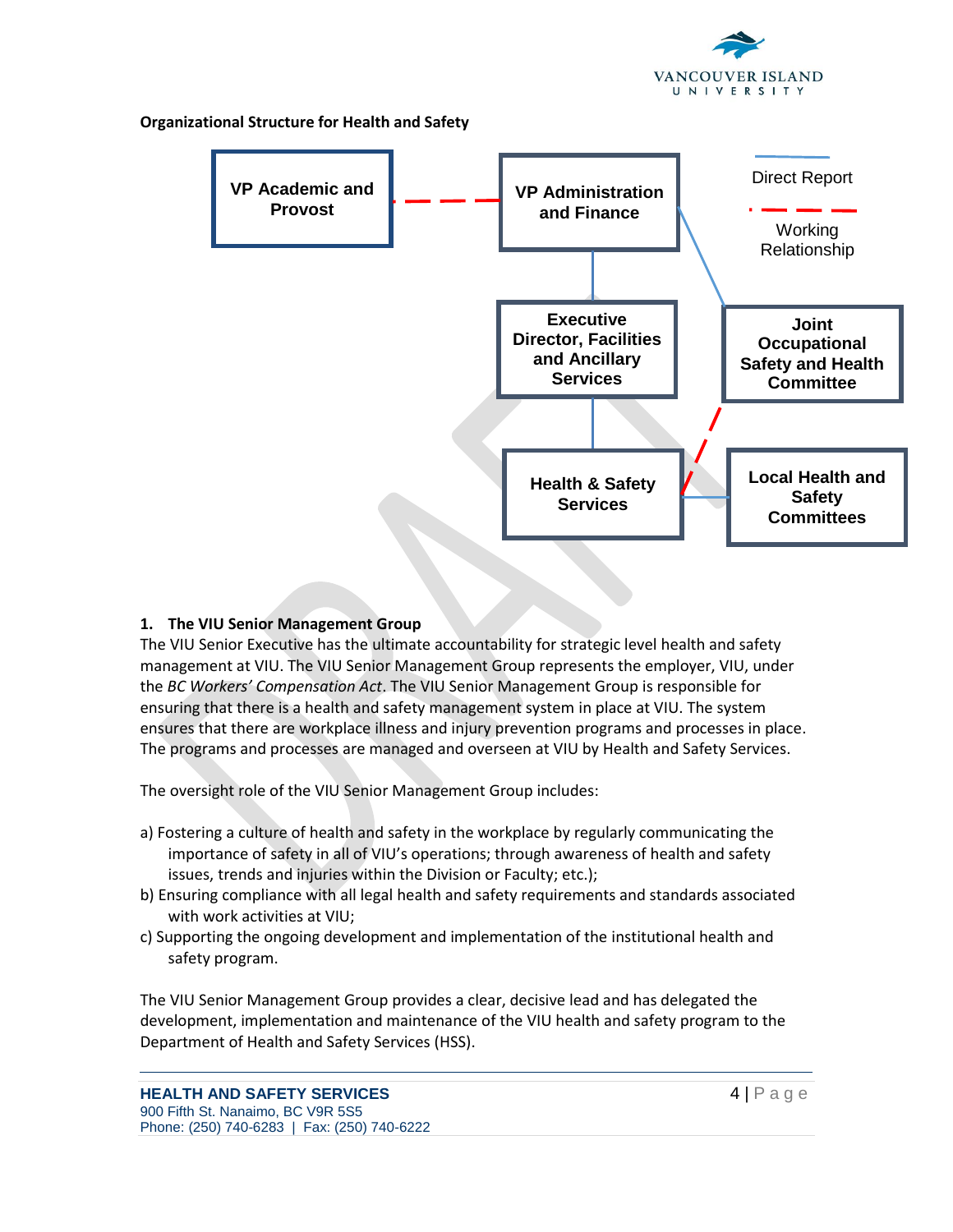**Organizational Structure for Health and Safety**

VP Academic and Provost

VP Administration and Finance

Direct Report

Working Relationship

Executive Director, Facilities and Ancillary Services

Joint Occupational Safety and Health Committee

Health & Safety Services

Local Health and Safety Committees

**1. The VIU Senior Management Group**

The VIU Senior Executive has the ultimate accountability for strategic level health and safety management at VIU. The VIU Senior Management Group represents the employer, VIU, under the *BC Workers' Compensation Act*. The VIU Senior Management Group is responsible for ensuring that there is a health and safety management system in place at VIU. The system ensures that there are workplace illness and injury prevention programs and processes in place. The programs and processes are managed and overseen at VIU by Health and Safety Services.

The oversight role of the VIU Senior Management Group includes:

a) Fostering a culture of health and safety in the workplace by regularly communicating the importance of safety in all of VIU's operations; through awareness of health and safety issues, trends and injuries within the Division or Faculty; etc.);
b) Ensuring compliance with all legal health and safety requirements and standards associated with work activities at VIU;
c) Supporting the ongoing development and implementation of the institutional health and safety program.

The VIU Senior Management Group provides a clear, decisive lead and has delegated the development, implementation and maintenance of the VIU health and safety program to the Department of Health and Safety Services (HSS).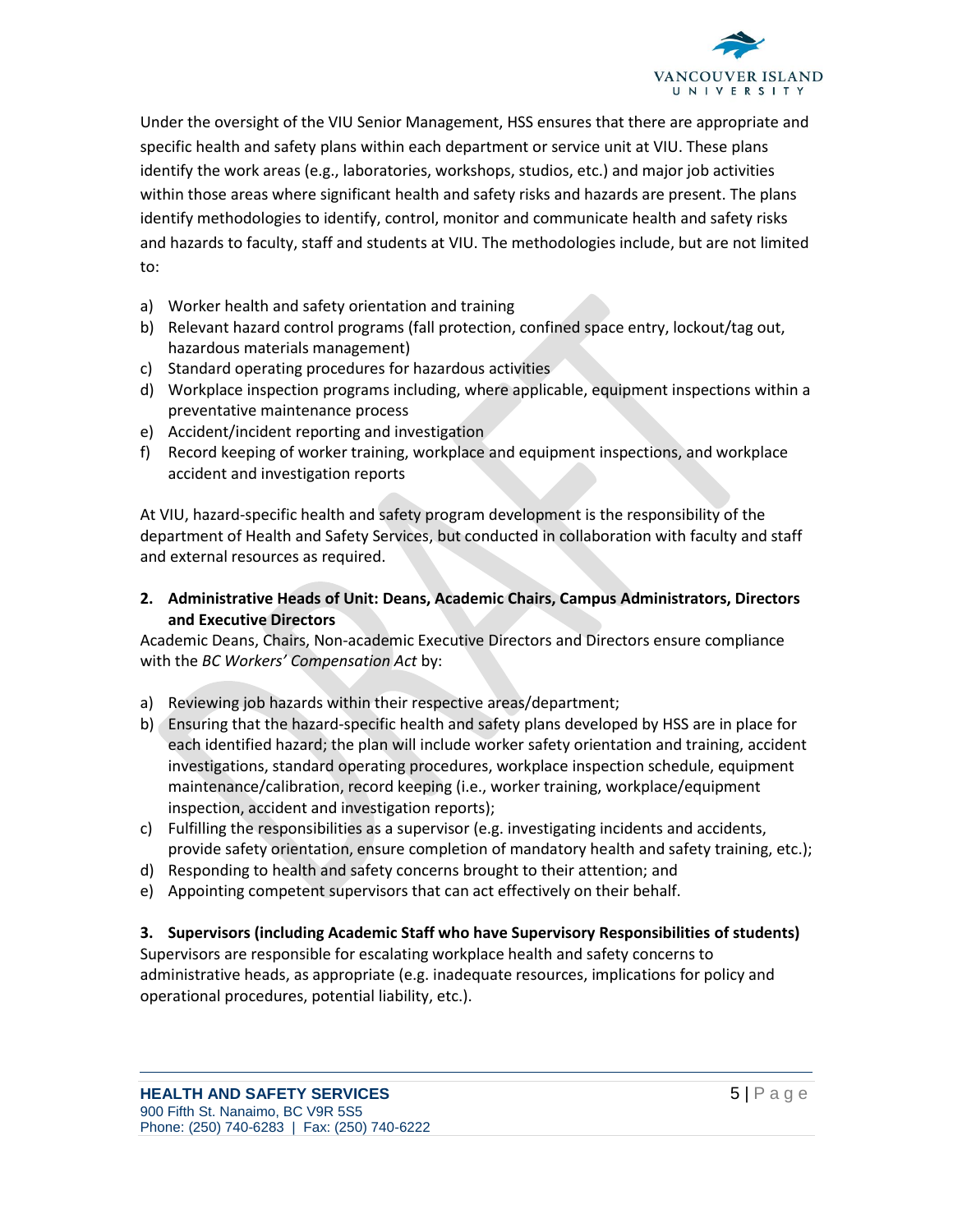Under the oversight of the VIU Senior Management, HSS ensures that there are appropriate and specific health and safety plans within each department or service unit at VIU. These plans identify the work areas (e.g., laboratories, workshops, studios, etc.) and major job activities within those areas where significant health and safety risks and hazards are present. The plans identify methodologies to identify, control, monitor and communicate health and safety risks and hazards to faculty, staff and students at VIU. The methodologies include, but are not limited to:

a) Worker health and safety orientation and training
b) Relevant hazard control programs (fall protection, confined space entry, lockout/tag out, hazardous materials management)
c) Standard operating procedures for hazardous activities
d) Workplace inspection programs including, where applicable, equipment inspections within a preventative maintenance process
e) Accident/incident reporting and investigation
f) Record keeping of worker training, workplace and equipment inspections, and workplace accident and investigation reports

At VIU, hazard-specific health and safety program development is the responsibility of the department of Health and Safety Services, but conducted in collaboration with faculty and staff and external resources as required.

**2. Administrative Heads of Unit: Deans, Academic Chairs, Campus Administrators, Directors and Executive Directors**

Academic Deans, Chairs, Non-academic Executive Directors and Directors ensure compliance with the *BC Workers' Compensation Act* by:

a) Reviewing job hazards within their respective areas/department;
b) Ensuring that the hazard-specific health and safety plans developed by HSS are in place for each identified hazard; the plan will include worker safety orientation and training, accident investigations, standard operating procedures, workplace inspection schedule, equipment maintenance/calibration, record keeping (i.e., worker training, workplace/equipment inspection, accident and investigation reports);
c) Fulfilling the responsibilities as a supervisor (e.g. investigating incidents and accidents, provide safety orientation, ensure completion of mandatory health and safety training, etc.);
d) Responding to health and safety concerns brought to their attention; and
e) Appointing competent supervisors that can act effectively on their behalf.

**3. Supervisors (including Academic Staff who have Supervisory Responsibilities of students)**

Supervisors are responsible for escalating workplace health and safety concerns to administrative heads, as appropriate (e.g. inadequate resources, implications for policy and operational procedures, potential liability, etc.).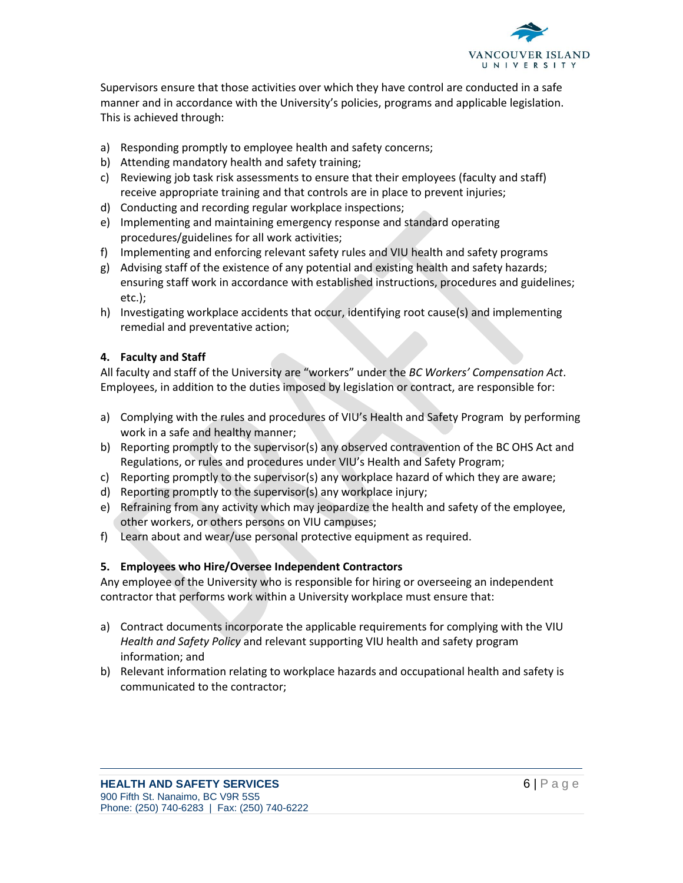Supervisors ensure that those activities over which they have control are conducted in a safe manner and in accordance with the University's policies, programs and applicable legislation. This is achieved through:

a) Responding promptly to employee health and safety concerns;
b) Attending mandatory health and safety training;
c) Reviewing job task risk assessments to ensure that their employees (faculty and staff) receive appropriate training and that controls are in place to prevent injuries;
d) Conducting and recording regular workplace inspections;
e) Implementing and maintaining emergency response and standard operating procedures/guidelines for all work activities;
f) Implementing and enforcing relevant safety rules and VIU health and safety programs
g) Advising staff of the existence of any potential and existing health and safety hazards; ensuring staff work in accordance with established instructions, procedures and guidelines; etc.);
h) Investigating workplace accidents that occur, identifying root cause(s) and implementing remedial and preventative action;

**4. Faculty and Staff**

All faculty and staff of the University are "workers" under the *BC Workers' Compensation Act*. Employees, in addition to the duties imposed by legislation or contract, are responsible for:

a) Complying with the rules and procedures of VIU's Health and Safety Program by performing work in a safe and healthy manner;
b) Reporting promptly to the supervisor(s) any observed contravention of the BC OHS Act and Regulations, or rules and procedures under VIU's Health and Safety Program;
c) Reporting promptly to the supervisor(s) any workplace hazard of which they are aware;
d) Reporting promptly to the supervisor(s) any workplace injury;
e) Refraining from any activity which may jeopardize the health and safety of the employee, other workers, or others persons on VIU campuses;
f) Learn about and wear/use personal protective equipment as required.

**5. Employees who Hire/Oversee Independent Contractors**

Any employee of the University who is responsible for hiring or overseeing an independent contractor that performs work within a University workplace must ensure that:

a) Contract documents incorporate the applicable requirements for complying with the VIU *Health and Safety Policy* and relevant supporting VIU health and safety program information; and
b) Relevant information relating to workplace hazards and occupational health and safety is communicated to the contractor;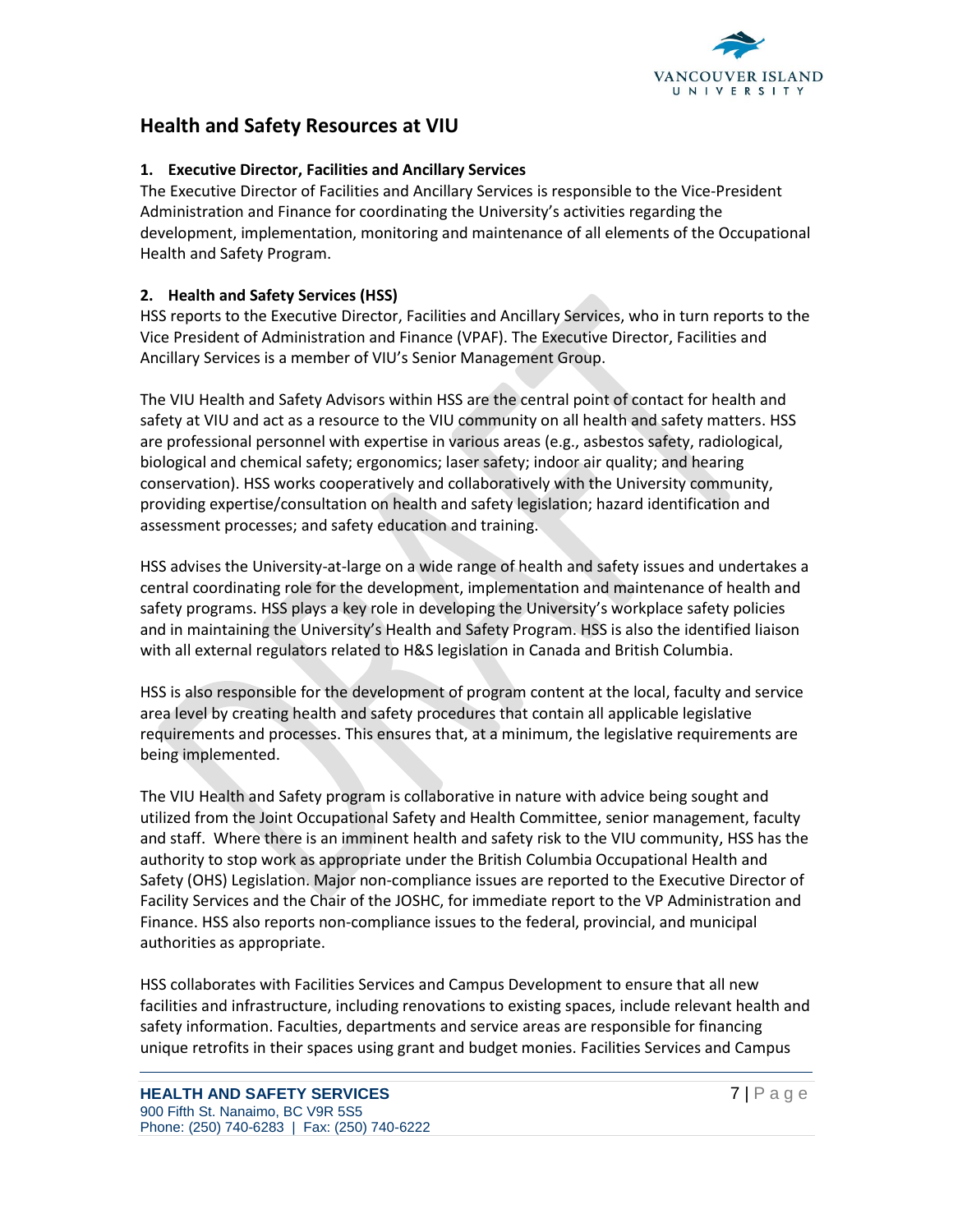## Health and Safety Resources at VIU

### 1. Executive Director, Facilities and Ancillary Services

The Executive Director of Facilities and Ancillary Services is responsible to the Vice-President Administration and Finance for coordinating the University's activities regarding the development, implementation, monitoring and maintenance of all elements of the Occupational Health and Safety Program.

### 2. Health and Safety Services (HSS)

HSS reports to the Executive Director, Facilities and Ancillary Services, who in turn reports to the Vice President of Administration and Finance (VPAF). The Executive Director, Facilities and Ancillary Services is a member of VIU's Senior Management Group.

The VIU Health and Safety Advisors within HSS are the central point of contact for health and safety at VIU and act as a resource to the VIU community on all health and safety matters. HSS are professional personnel with expertise in various areas (e.g., asbestos safety, radiological, biological and chemical safety; ergonomics; laser safety; indoor air quality; and hearing conservation). HSS works cooperatively and collaboratively with the University community, providing expertise/consultation on health and safety legislation; hazard identification and assessment processes; and safety education and training.

HSS advises the University-at-large on a wide range of health and safety issues and undertakes a central coordinating role for the development, implementation and maintenance of health and safety programs. HSS plays a key role in developing the University's workplace safety policies and in maintaining the University's Health and Safety Program. HSS is also the identified liaison with all external regulators related to H&S legislation in Canada and British Columbia.

HSS is also responsible for the development of program content at the local, faculty and service area level by creating health and safety procedures that contain all applicable legislative requirements and processes. This ensures that, at a minimum, the legislative requirements are being implemented.

The VIU Health and Safety program is collaborative in nature with advice being sought and utilized from the Joint Occupational Safety and Health Committee, senior management, faculty and staff. Where there is an imminent health and safety risk to the VIU community, HSS has the authority to stop work as appropriate under the British Columbia Occupational Health and Safety (OHS) Legislation. Major non-compliance issues are reported to the Executive Director of Facility Services and the Chair of the JOSHC, for immediate report to the VP Administration and Finance. HSS also reports non-compliance issues to the federal, provincial, and municipal authorities as appropriate.

HSS collaborates with Facilities Services and Campus Development to ensure that all new facilities and infrastructure, including renovations to existing spaces, include relevant health and safety information. Faculties, departments and service areas are responsible for financing unique retrofits in their spaces using grant and budget monies. Facilities Services and Campus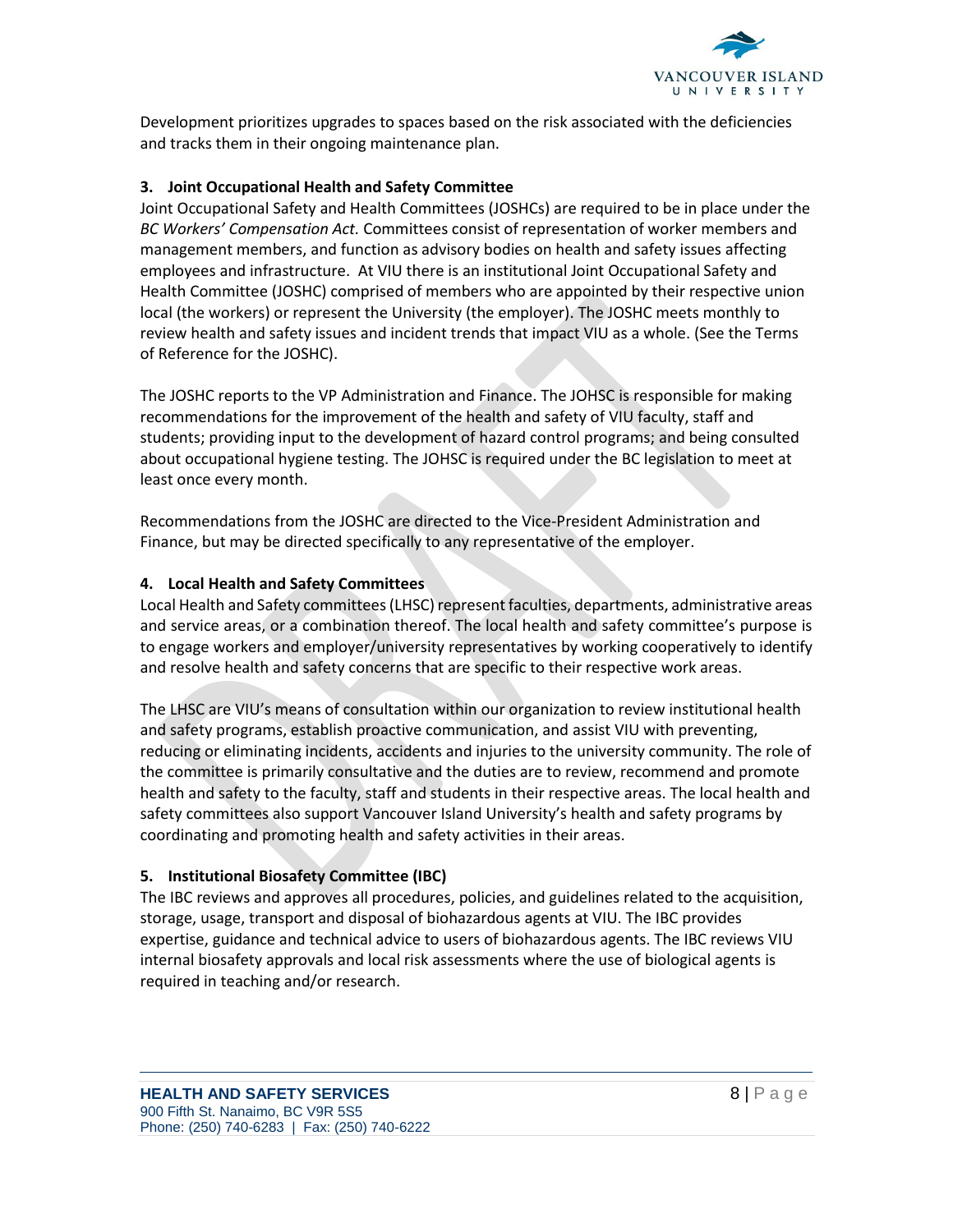Development prioritizes upgrades to spaces based on the risk associated with the deficiencies and tracks them in their ongoing maintenance plan.

### 3. Joint Occupational Health and Safety Committee

Joint Occupational Safety and Health Committees (JOSHCs) are required to be in place under the *BC Workers' Compensation Act.* Committees consist of representation of worker members and management members, and function as advisory bodies on health and safety issues affecting employees and infrastructure. At VIU there is an institutional Joint Occupational Safety and Health Committee (JOSHC) comprised of members who are appointed by their respective union local (the workers) or represent the University (the employer). The JOSHC meets monthly to review health and safety issues and incident trends that impact VIU as a whole. (See the Terms of Reference for the JOSHC).

The JOSHC reports to the VP Administration and Finance. The JOHSC is responsible for making recommendations for the improvement of the health and safety of VIU faculty, staff and students; providing input to the development of hazard control programs; and being consulted about occupational hygiene testing. The JOHSC is required under the BC legislation to meet at least once every month.

Recommendations from the JOSHC are directed to the Vice-President Administration and Finance, but may be directed specifically to any representative of the employer.

### 4. Local Health and Safety Committees

Local Health and Safety committees (LHSC) represent faculties, departments, administrative areas and service areas, or a combination thereof. The local health and safety committee's purpose is to engage workers and employer/university representatives by working cooperatively to identify and resolve health and safety concerns that are specific to their respective work areas.

The LHSC are VIU's means of consultation within our organization to review institutional health and safety programs, establish proactive communication, and assist VIU with preventing, reducing or eliminating incidents, accidents and injuries to the university community. The role of the committee is primarily consultative and the duties are to review, recommend and promote health and safety to the faculty, staff and students in their respective areas. The local health and safety committees also support Vancouver Island University's health and safety programs by coordinating and promoting health and safety activities in their areas.

### 5. Institutional Biosafety Committee (IBC)

The IBC reviews and approves all procedures, policies, and guidelines related to the acquisition, storage, usage, transport and disposal of biohazardous agents at VIU. The IBC provides expertise, guidance and technical advice to users of biohazardous agents. The IBC reviews VIU internal biosafety approvals and local risk assessments where the use of biological agents is required in teaching and/or research.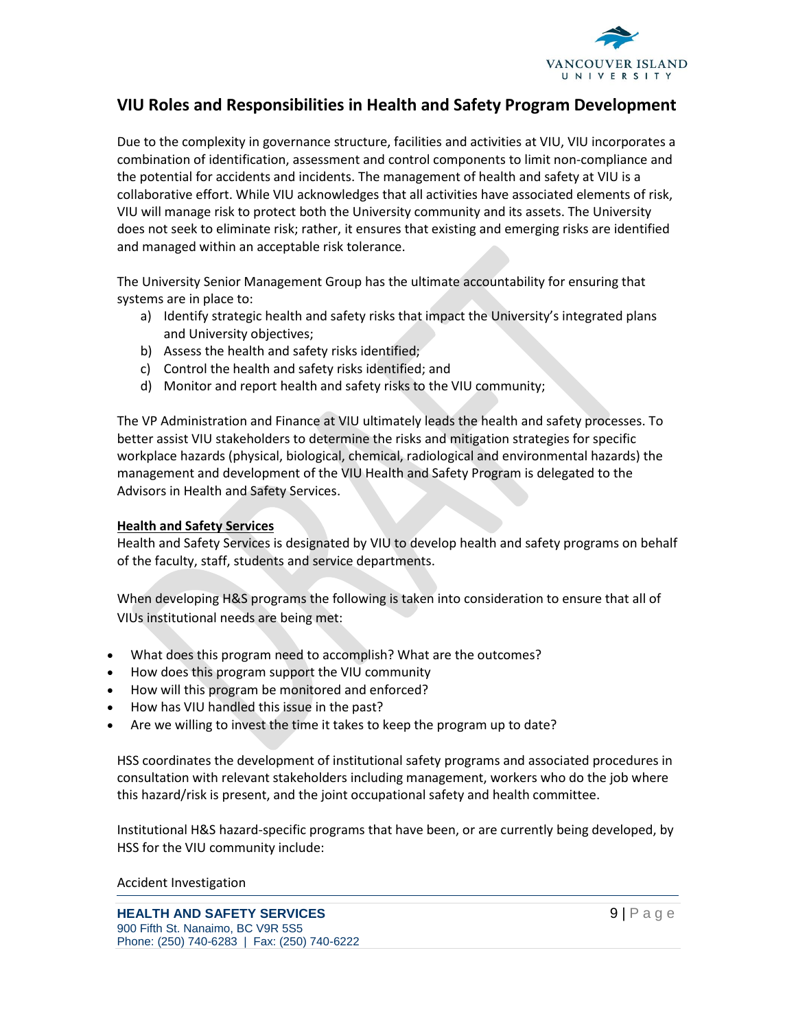## VIU Roles and Responsibilities in Health and Safety Program Development

Due to the complexity in governance structure, facilities and activities at VIU, VIU incorporates a combination of identification, assessment and control components to limit non-compliance and the potential for accidents and incidents. The management of health and safety at VIU is a collaborative effort. While VIU acknowledges that all activities have associated elements of risk, VIU will manage risk to protect both the University community and its assets. The University does not seek to eliminate risk; rather, it ensures that existing and emerging risks are identified and managed within an acceptable risk tolerance.

The University Senior Management Group has the ultimate accountability for ensuring that systems are in place to:

a) Identify strategic health and safety risks that impact the University's integrated plans and University objectives;
b) Assess the health and safety risks identified;
c) Control the health and safety risks identified; and
d) Monitor and report health and safety risks to the VIU community;

The VP Administration and Finance at VIU ultimately leads the health and safety processes. To better assist VIU stakeholders to determine the risks and mitigation strategies for specific workplace hazards (physical, biological, chemical, radiological and environmental hazards) the management and development of the VIU Health and Safety Program is delegated to the Advisors in Health and Safety Services.

**Health and Safety Services**

Health and Safety Services is designated by VIU to develop health and safety programs on behalf of the faculty, staff, students and service departments.

When developing H&S programs the following is taken into consideration to ensure that all of VIUs institutional needs are being met:

- What does this program need to accomplish? What are the outcomes?
- How does this program support the VIU community
- How will this program be monitored and enforced?
- How has VIU handled this issue in the past?
- Are we willing to invest the time it takes to keep the program up to date?

HSS coordinates the development of institutional safety programs and associated procedures in consultation with relevant stakeholders including management, workers who do the job where this hazard/risk is present, and the joint occupational safety and health committee.

Institutional H&S hazard-specific programs that have been, or are currently being developed, by HSS for the VIU community include:

Accident Investigation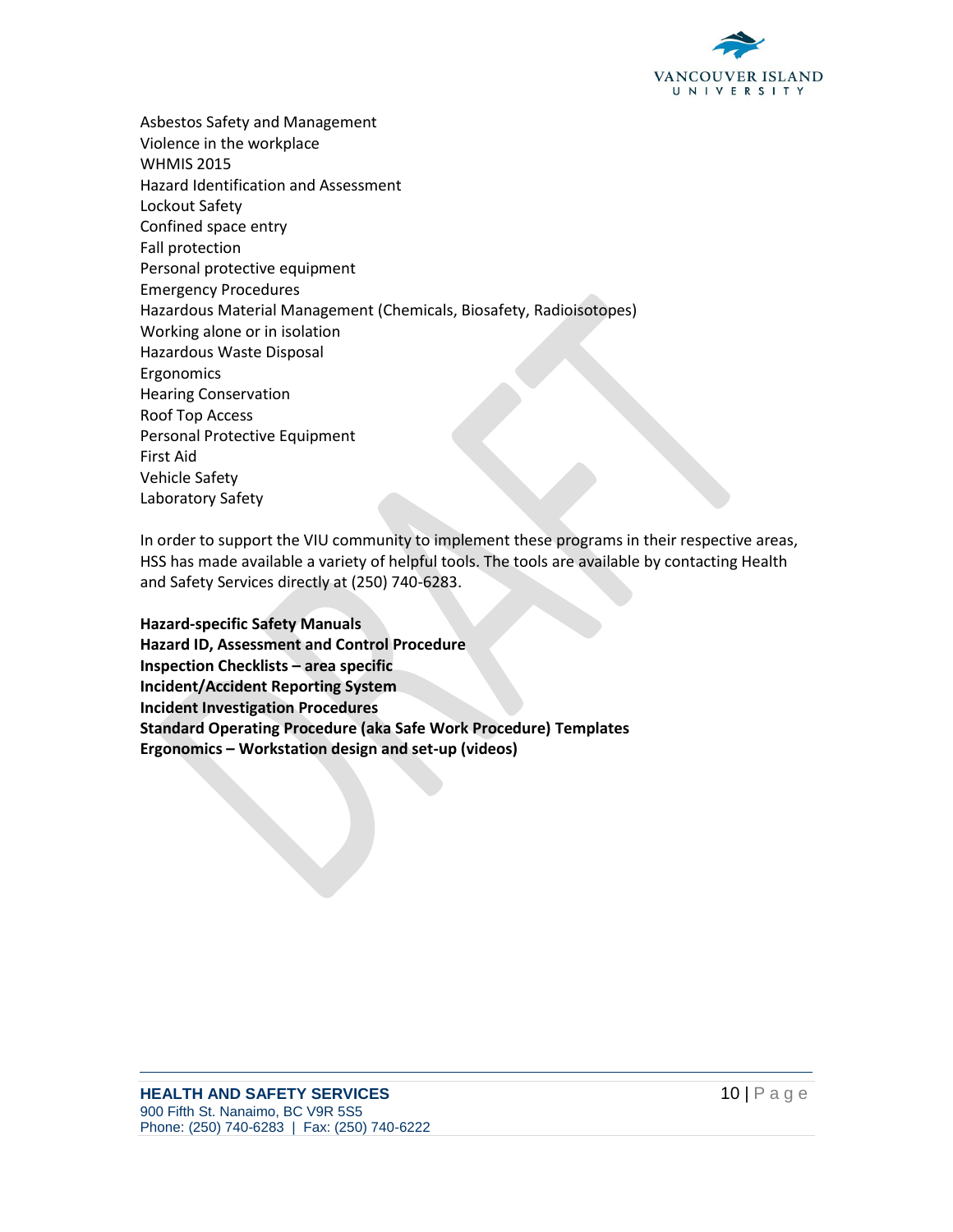Asbestos Safety and Management
Violence in the workplace
WHMIS 2015
Hazard Identification and Assessment
Lockout Safety
Confined space entry
Fall protection
Personal protective equipment
Emergency Procedures
Hazardous Material Management (Chemicals, Biosafety, Radioisotopes)
Working alone or in isolation
Hazardous Waste Disposal
Ergonomics
Hearing Conservation
Roof Top Access
Personal Protective Equipment
First Aid
Vehicle Safety
Laboratory Safety

In order to support the VIU community to implement these programs in their respective areas, HSS has made available a variety of helpful tools. The tools are available by contacting Health and Safety Services directly at (250) 740-6283.

**Hazard-specific Safety Manuals**
**Hazard ID, Assessment and Control Procedure**
**Inspection Checklists – area specific**
**Incident/Accident Reporting System**
**Incident Investigation Procedures**
**Standard Operating Procedure (aka Safe Work Procedure) Templates**
**Ergonomics – Workstation design and set-up (videos)**